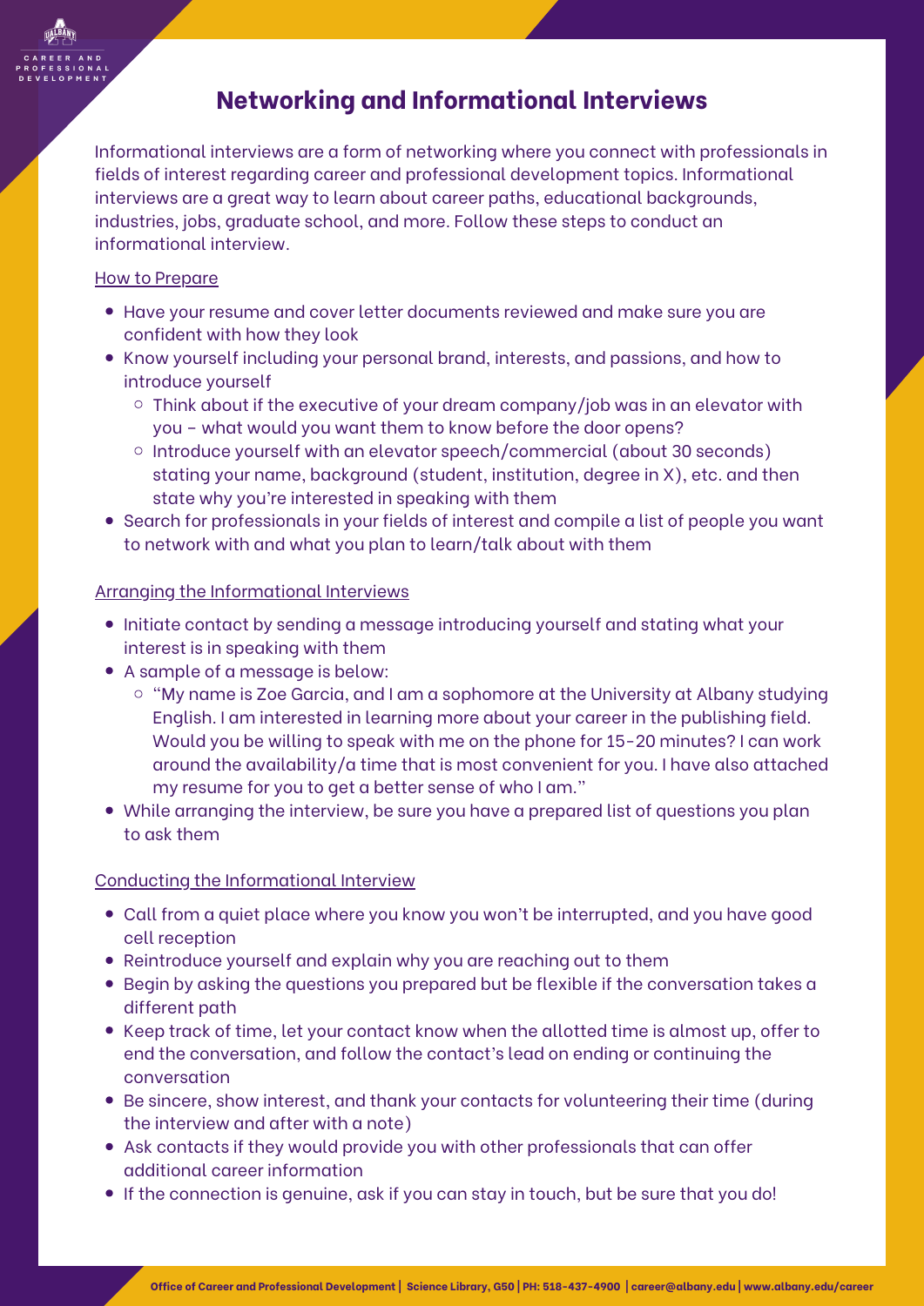# Networking and Informational Interviews

Informational interviews are a form of networking where you connect with professionals in fields of interest regarding career and professional development topics. Informational interviews are a great way to learn about career paths, educational backgrounds, industries, jobs, graduate school, and more. Follow these steps to conduct an informational interview.

## How to Prepare

- Have your resume and cover letter documents reviewed and make sure you are confident with how they look
- Know yourself including your personal brand, interests, and passions, and how to introduce yourself
  - Think about if the executive of your dream company/job was in an elevator with you – what would you want them to know before the door opens?
  - Introduce yourself with an elevator speech/commercial (about 30 seconds) stating your name, background (student, institution, degree in X), etc. and then state why you're interested in speaking with them
- Search for professionals in your fields of interest and compile a list of people you want to network with and what you plan to learn/talk about with them

## Arranging the Informational Interviews

- Initiate contact by sending a message introducing yourself and stating what your interest is in speaking with them
- A sample of a message is below:
  - "My name is Zoe Garcia, and I am a sophomore at the University at Albany studying English. I am interested in learning more about your career in the publishing field. Would you be willing to speak with me on the phone for 15-20 minutes? I can work around the availability/a time that is most convenient for you. I have also attached my resume for you to get a better sense of who I am."
- While arranging the interview, be sure you have a prepared list of questions you plan to ask them

## Conducting the Informational Interview

- Call from a quiet place where you know you won't be interrupted, and you have good cell reception
- Reintroduce yourself and explain why you are reaching out to them
- Begin by asking the questions you prepared but be flexible if the conversation takes a different path
- Keep track of time, let your contact know when the allotted time is almost up, offer to end the conversation, and follow the contact's lead on ending or continuing the conversation
- Be sincere, show interest, and thank your contacts for volunteering their time (during the interview and after with a note)
- Ask contacts if they would provide you with other professionals that can offer additional career information
- If the connection is genuine, ask if you can stay in touch, but be sure that you do!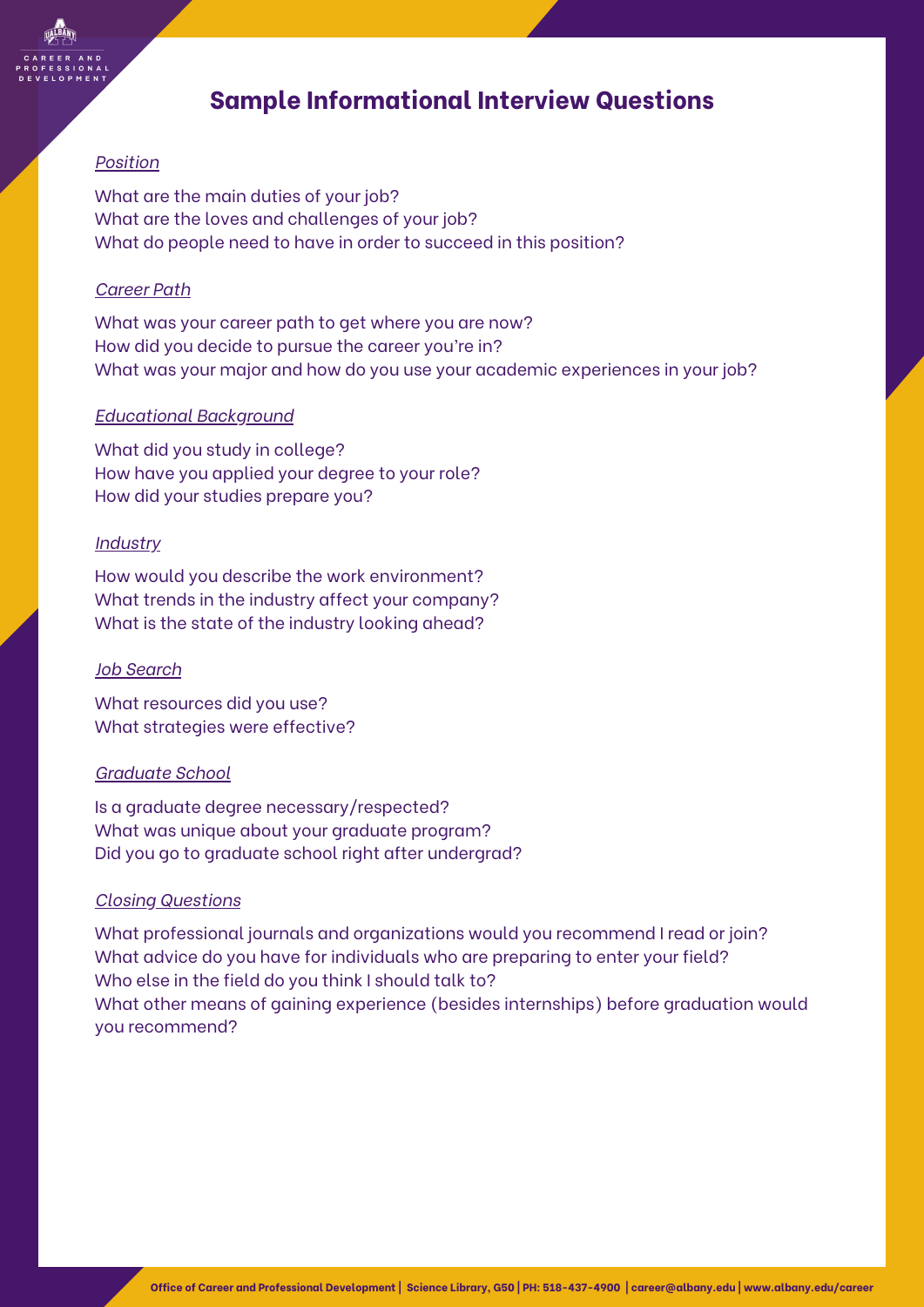# Sample Informational Interview Questions

*Position*

What are the main duties of your job?
What are the loves and challenges of your job?
What do people need to have in order to succeed in this position?

*Career Path*

What was your career path to get where you are now?
How did you decide to pursue the career you're in?
What was your major and how do you use your academic experiences in your job?

*Educational Background*

What did you study in college?
How have you applied your degree to your role?
How did your studies prepare you?

*Industry*

How would you describe the work environment?
What trends in the industry affect your company?
What is the state of the industry looking ahead?

*Job Search*

What resources did you use?
What strategies were effective?

*Graduate School*

Is a graduate degree necessary/respected?
What was unique about your graduate program?
Did you go to graduate school right after undergrad?

*Closing Questions*

What professional journals and organizations would you recommend I read or join?
What advice do you have for individuals who are preparing to enter your field?
Who else in the field do you think I should talk to?
What other means of gaining experience (besides internships) before graduation would you recommend?

**Office of Career and Professional Development | Science Library, G50 | PH: 518-437-4900 | career@albany.edu | www.albany.edu/career**